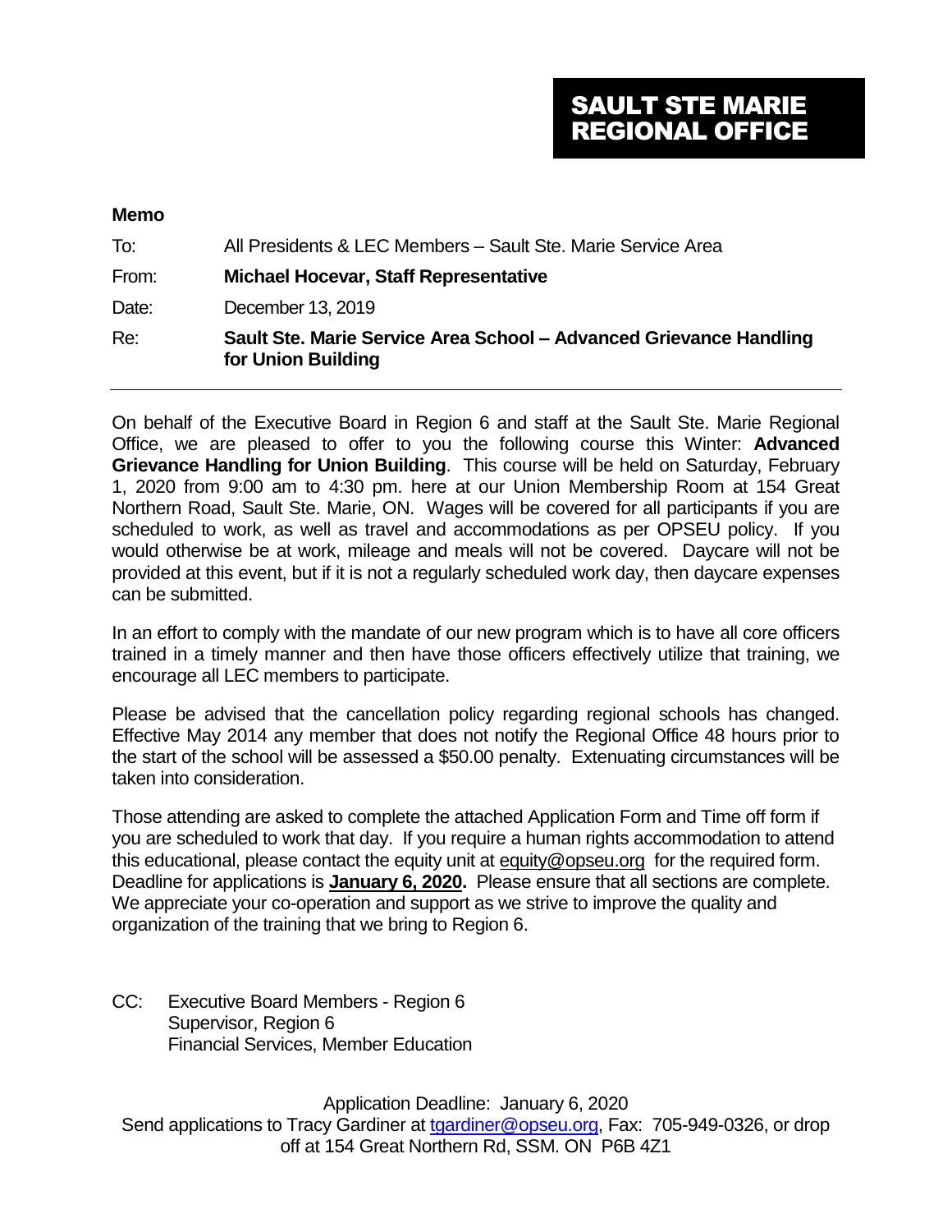# SAULT STE MARIE REGIONAL OFFICE

**Memo**

To: All Presidents & LEC Members – Sault Ste. Marie Service Area

From: **Michael Hocevar, Staff Representative**

Date: December 13, 2019

Re: **Sault Ste. Marie Service Area School – Advanced Grievance Handling for Union Building**

---

On behalf of the Executive Board in Region 6 and staff at the Sault Ste. Marie Regional Office, we are pleased to offer to you the following course this Winter: **Advanced Grievance Handling for Union Building**. This course will be held on Saturday, February 1, 2020 from 9:00 am to 4:30 pm. here at our Union Membership Room at 154 Great Northern Road, Sault Ste. Marie, ON. Wages will be covered for all participants if you are scheduled to work, as well as travel and accommodations as per OPSEU policy. If you would otherwise be at work, mileage and meals will not be covered. Daycare will not be provided at this event, but if it is not a regularly scheduled work day, then daycare expenses can be submitted.

In an effort to comply with the mandate of our new program which is to have all core officers trained in a timely manner and then have those officers effectively utilize that training, we encourage all LEC members to participate.

Please be advised that the cancellation policy regarding regional schools has changed. Effective May 2014 any member that does not notify the Regional Office 48 hours prior to the start of the school will be assessed a $50.00 penalty. Extenuating circumstances will be taken into consideration.

Those attending are asked to complete the attached Application Form and Time off form if you are scheduled to work that day. If you require a human rights accommodation to attend this educational, please contact the equity unit at equity@opseu.org for the required form. Deadline for applications is **January 6, 2020.** Please ensure that all sections are complete. We appreciate your co-operation and support as we strive to improve the quality and organization of the training that we bring to Region 6.

CC: Executive Board Members - Region 6
Supervisor, Region 6
Financial Services, Member Education

Application Deadline: January 6, 2020
Send applications to Tracy Gardiner at tgardiner@opseu.org, Fax: 705-949-0326, or drop off at 154 Great Northern Rd, SSM. ON P6B 4Z1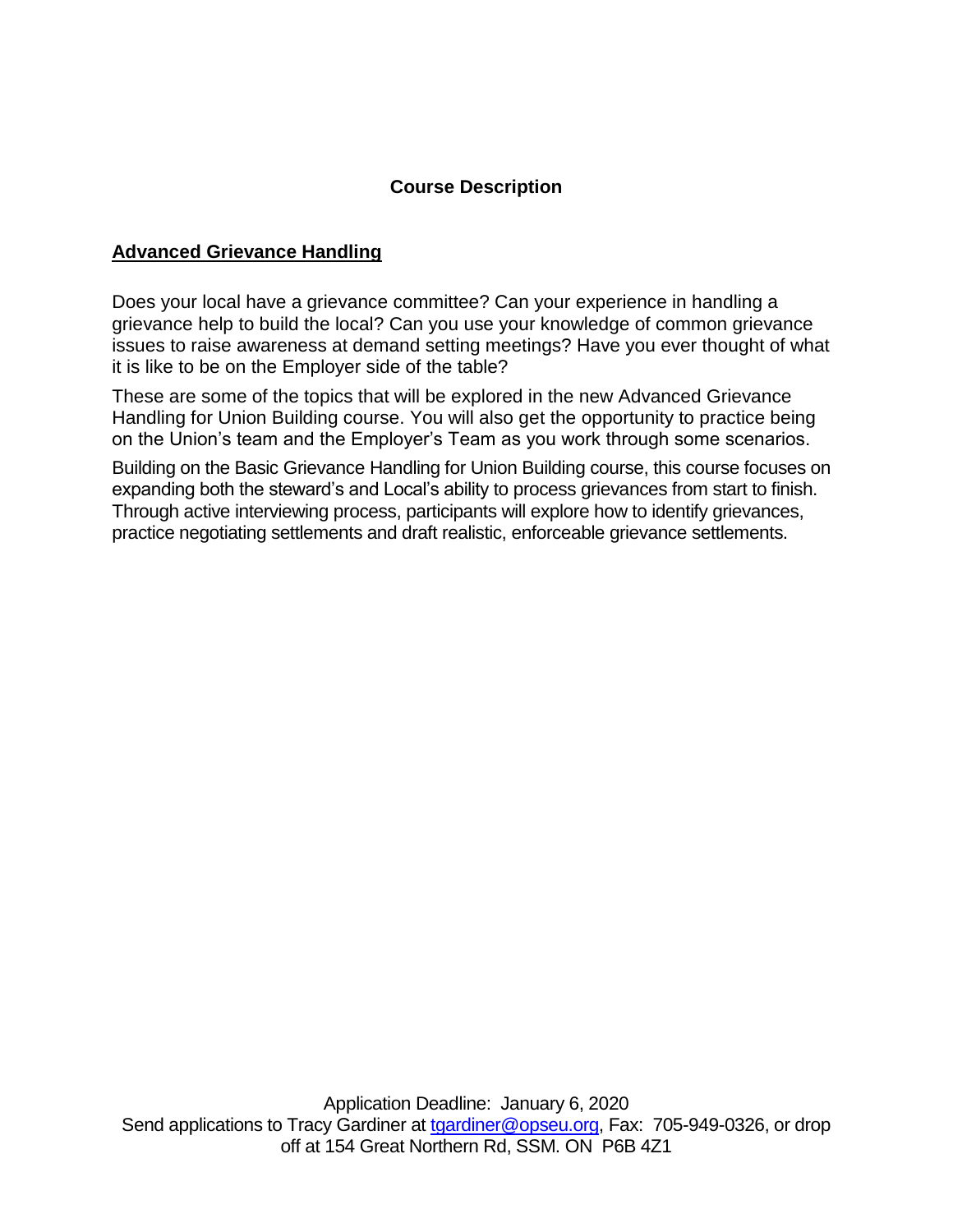## Course Description

**Advanced Grievance Handling**

Does your local have a grievance committee? Can your experience in handling a grievance help to build the local? Can you use your knowledge of common grievance issues to raise awareness at demand setting meetings? Have you ever thought of what it is like to be on the Employer side of the table?

These are some of the topics that will be explored in the new Advanced Grievance Handling for Union Building course. You will also get the opportunity to practice being on the Union's team and the Employer's Team as you work through some scenarios.

Building on the Basic Grievance Handling for Union Building course, this course focuses on expanding both the steward's and Local's ability to process grievances from start to finish. Through active interviewing process, participants will explore how to identify grievances, practice negotiating settlements and draft realistic, enforceable grievance settlements.

Application Deadline: January 6, 2020
Send applications to Tracy Gardiner at tgardiner@opseu.org, Fax: 705-949-0326, or drop off at 154 Great Northern Rd, SSM. ON P6B 4Z1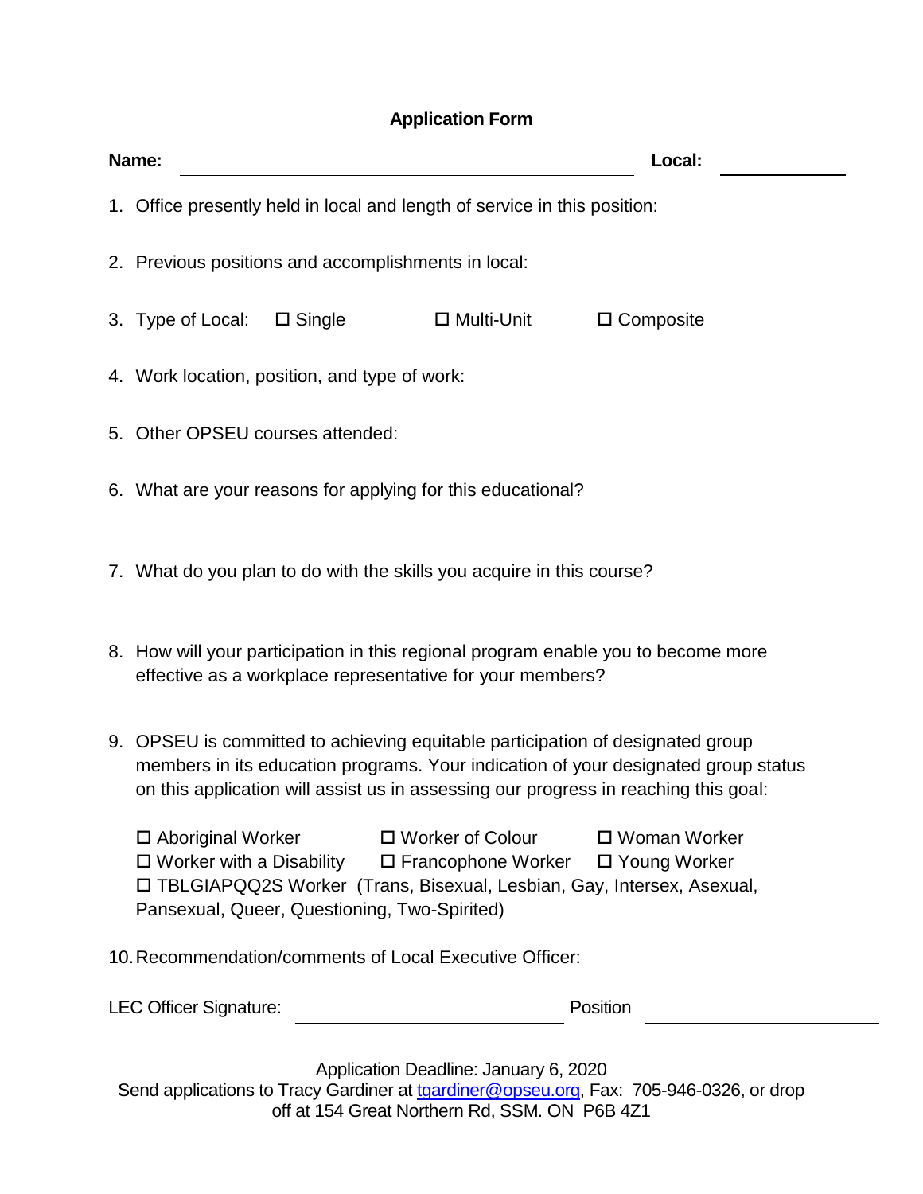## Application Form

**Name:** ______________________________ **Local:** __________

1. Office presently held in local and length of service in this position:

2. Previous positions and accomplishments in local:

3. Type of Local: ☐ Single ☐ Multi-Unit ☐ Composite

4. Work location, position, and type of work:

5. Other OPSEU courses attended:

6. What are your reasons for applying for this educational?

7. What do you plan to do with the skills you acquire in this course?

8. How will your participation in this regional program enable you to become more effective as a workplace representative for your members?

9. OPSEU is committed to achieving equitable participation of designated group members in its education programs. Your indication of your designated group status on this application will assist us in assessing our progress in reaching this goal:

   ☐ Aboriginal Worker ☐ Worker of Colour ☐ Woman Worker
   ☐ Worker with a Disability ☐ Francophone Worker ☐ Young Worker
   ☐ TBLGIAPQQ2S Worker (Trans, Bisexual, Lesbian, Gay, Intersex, Asexual, Pansexual, Queer, Questioning, Two-Spirited)

10. Recommendation/comments of Local Executive Officer:

LEC Officer Signature: ______________________ Position ______________________

Application Deadline: January 6, 2020
Send applications to Tracy Gardiner at tgardiner@opseu.org, Fax: 705-946-0326, or drop off at 154 Great Northern Rd, SSM. ON P6B 4Z1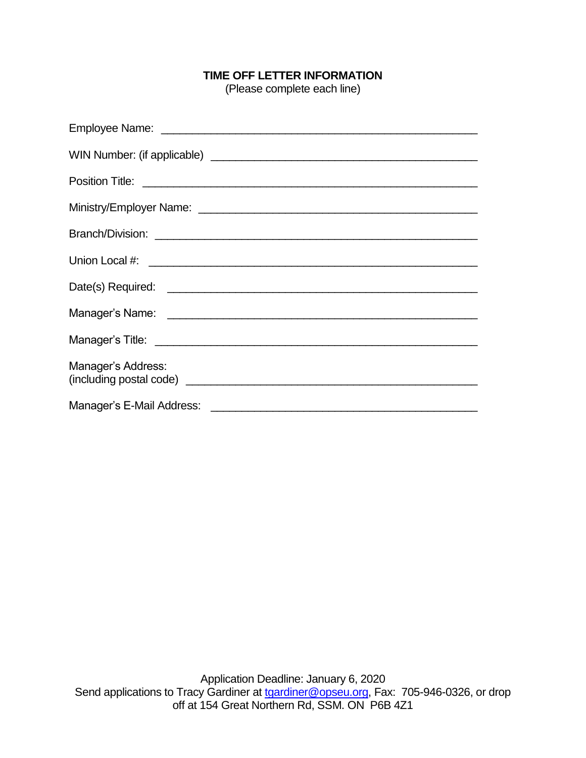**TIME OFF LETTER INFORMATION**

(Please complete each line)

Employee Name: ____________________________________________________

WIN Number: (if applicable) ____________________________________________

Position Title: _______________________________________________________

Ministry/Employer Name: _______________________________________________

Branch/Division: _____________________________________________________

Union Local #: _______________________________________________________

Date(s) Required: ____________________________________________________

Manager's Name: ____________________________________________________

Manager's Title: ______________________________________________________

Manager's Address:
(including postal code) _________________________________________________

Manager's E-Mail Address: ______________________________________________

Application Deadline: January 6, 2020
Send applications to Tracy Gardiner at tgardiner@opseu.org, Fax: 705-946-0326, or drop off at 154 Great Northern Rd, SSM. ON P6B 4Z1